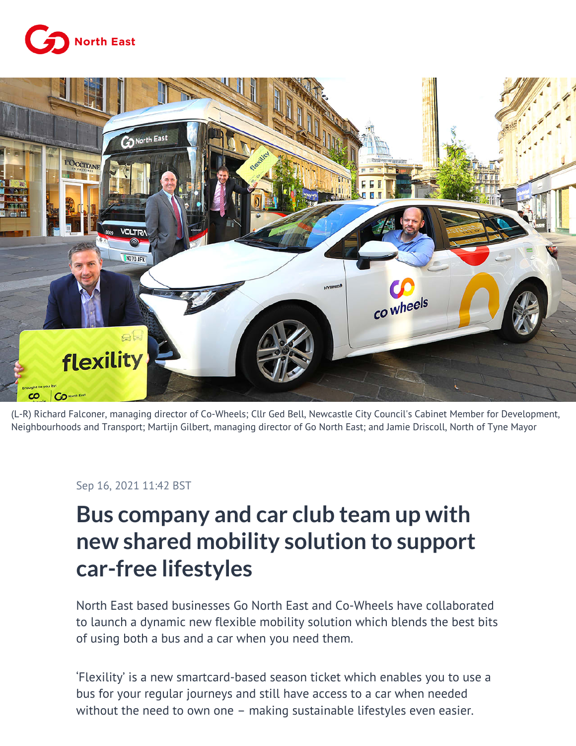(L-R) Richard Falconer, managing director of Co-Wheels; Cllr Ged Bell, Newcastle City Council's Cabinet Member for Development, Neighbourhoods and Transport; Martijn Gilbert, managing director of Go North East; and Jamie Driscoll, North of Tyne Mayor

Sep 16, 2021 11:42 BST

# Bus company and car club team up with new shared mobility solution to support car-free lifestyles

North East based businesses Go North East and Co-Wheels have collaborated to launch a dynamic new flexible mobility solution which blends the best bits of using both a bus and a car when you need them.

'Flexility' is a new smartcard-based season ticket which enables you to use a bus for your regular journeys and still have access to a car when needed without the need to own one – making sustainable lifestyles even easier.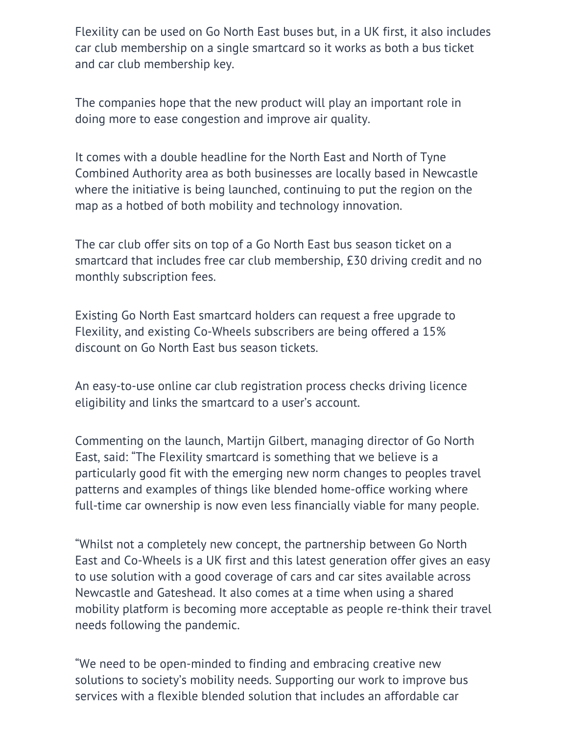Flexility can be used on Go North East buses but, in a UK first, it also includes car club membership on a single smartcard so it works as both a bus ticket and car club membership key.

The companies hope that the new product will play an important role in doing more to ease congestion and improve air quality.

It comes with a double headline for the North East and North of Tyne Combined Authority area as both businesses are locally based in Newcastle where the initiative is being launched, continuing to put the region on the map as a hotbed of both mobility and technology innovation.

The car club offer sits on top of a Go North East bus season ticket on a smartcard that includes free car club membership, £30 driving credit and no monthly subscription fees.

Existing Go North East smartcard holders can request a free upgrade to Flexility, and existing Co-Wheels subscribers are being offered a 15% discount on Go North East bus season tickets.

An easy-to-use online car club registration process checks driving licence eligibility and links the smartcard to a user's account.

Commenting on the launch, Martijn Gilbert, managing director of Go North East, said: "The Flexility smartcard is something that we believe is a particularly good fit with the emerging new norm changes to peoples travel patterns and examples of things like blended home-office working where full-time car ownership is now even less financially viable for many people.

"Whilst not a completely new concept, the partnership between Go North East and Co-Wheels is a UK first and this latest generation offer gives an easy to use solution with a good coverage of cars and car sites available across Newcastle and Gateshead. It also comes at a time when using a shared mobility platform is becoming more acceptable as people re-think their travel needs following the pandemic.

"We need to be open-minded to finding and embracing creative new solutions to society's mobility needs. Supporting our work to improve bus services with a flexible blended solution that includes an affordable car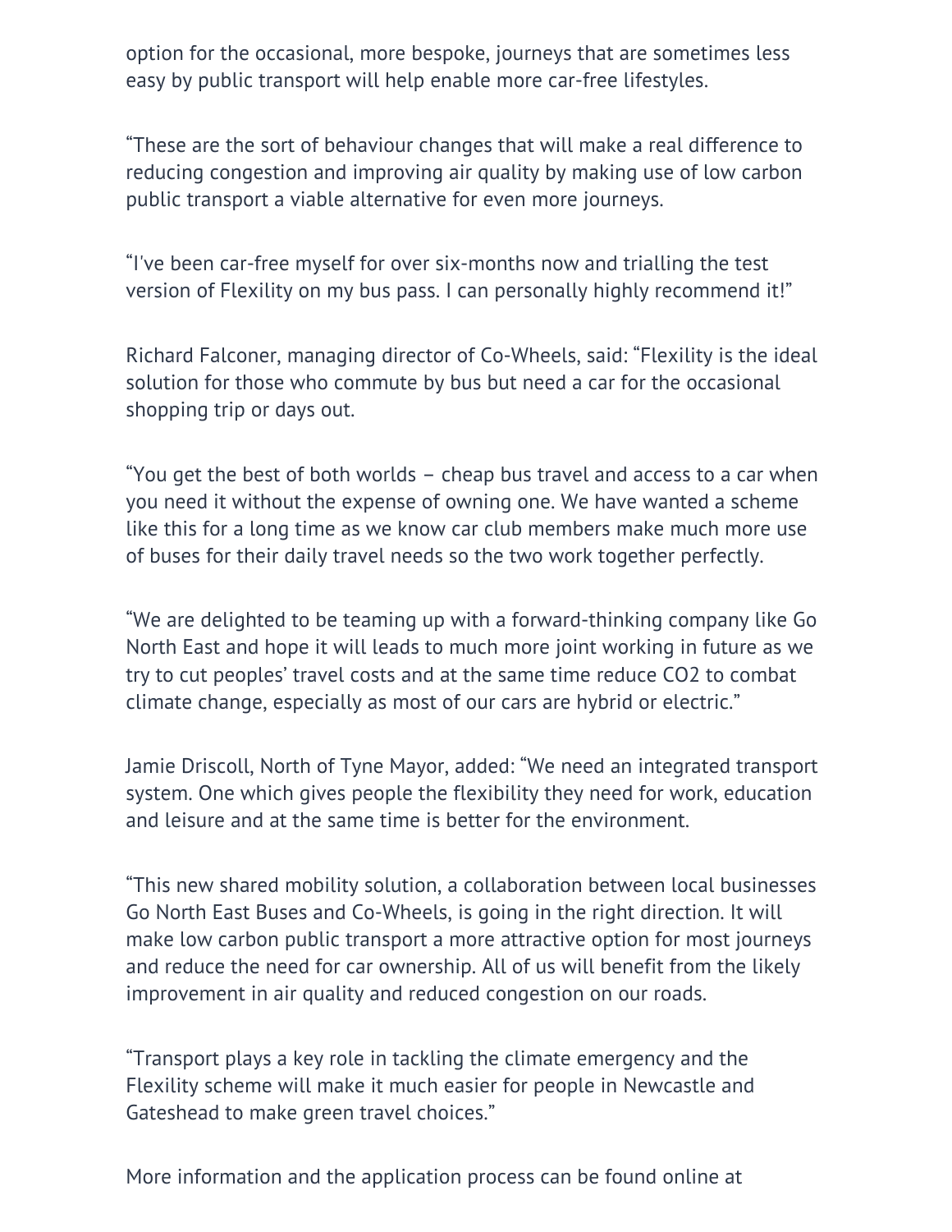option for the occasional, more bespoke, journeys that are sometimes less easy by public transport will help enable more car-free lifestyles.

"These are the sort of behaviour changes that will make a real difference to reducing congestion and improving air quality by making use of low carbon public transport a viable alternative for even more journeys.

"I've been car-free myself for over six-months now and trialling the test version of Flexility on my bus pass. I can personally highly recommend it!"

Richard Falconer, managing director of Co-Wheels, said: "Flexility is the ideal solution for those who commute by bus but need a car for the occasional shopping trip or days out.

"You get the best of both worlds – cheap bus travel and access to a car when you need it without the expense of owning one. We have wanted a scheme like this for a long time as we know car club members make much more use of buses for their daily travel needs so the two work together perfectly.

"We are delighted to be teaming up with a forward-thinking company like Go North East and hope it will leads to much more joint working in future as we try to cut peoples' travel costs and at the same time reduce $CO_2$ to combat climate change, especially as most of our cars are hybrid or electric."

Jamie Driscoll, North of Tyne Mayor, added: "We need an integrated transport system. One which gives people the flexibility they need for work, education and leisure and at the same time is better for the environment.

"This new shared mobility solution, a collaboration between local businesses Go North East Buses and Co-Wheels, is going in the right direction. It will make low carbon public transport a more attractive option for most journeys and reduce the need for car ownership. All of us will benefit from the likely improvement in air quality and reduced congestion on our roads.

"Transport plays a key role in tackling the climate emergency and the Flexility scheme will make it much easier for people in Newcastle and Gateshead to make green travel choices."

More information and the application process can be found online at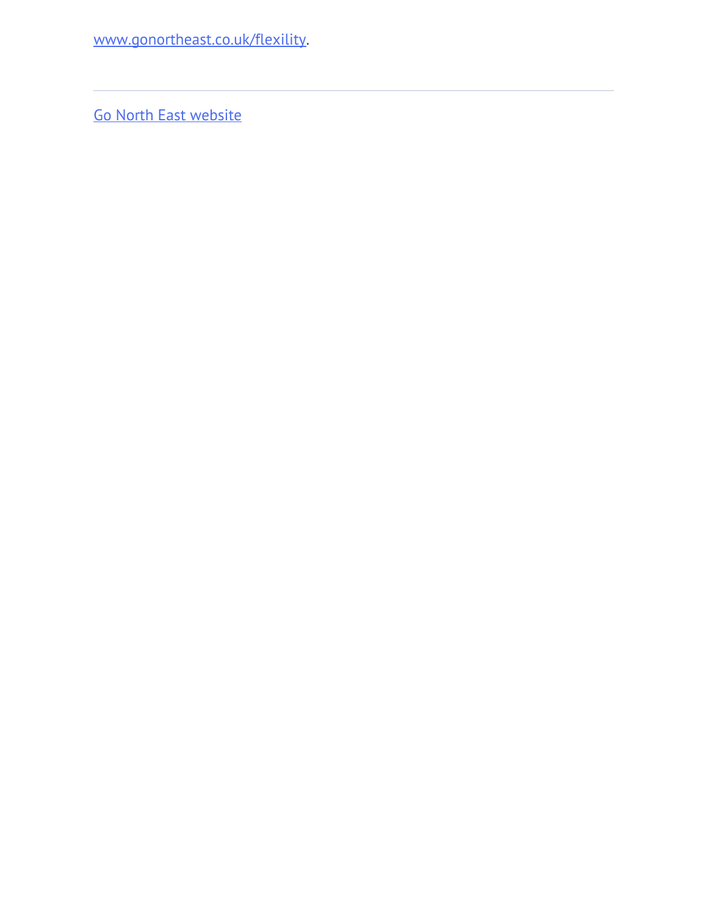[www.gonortheast.co.uk/flexility](www.gonortheast.co.uk/flexility).

---

[Go North East website]()